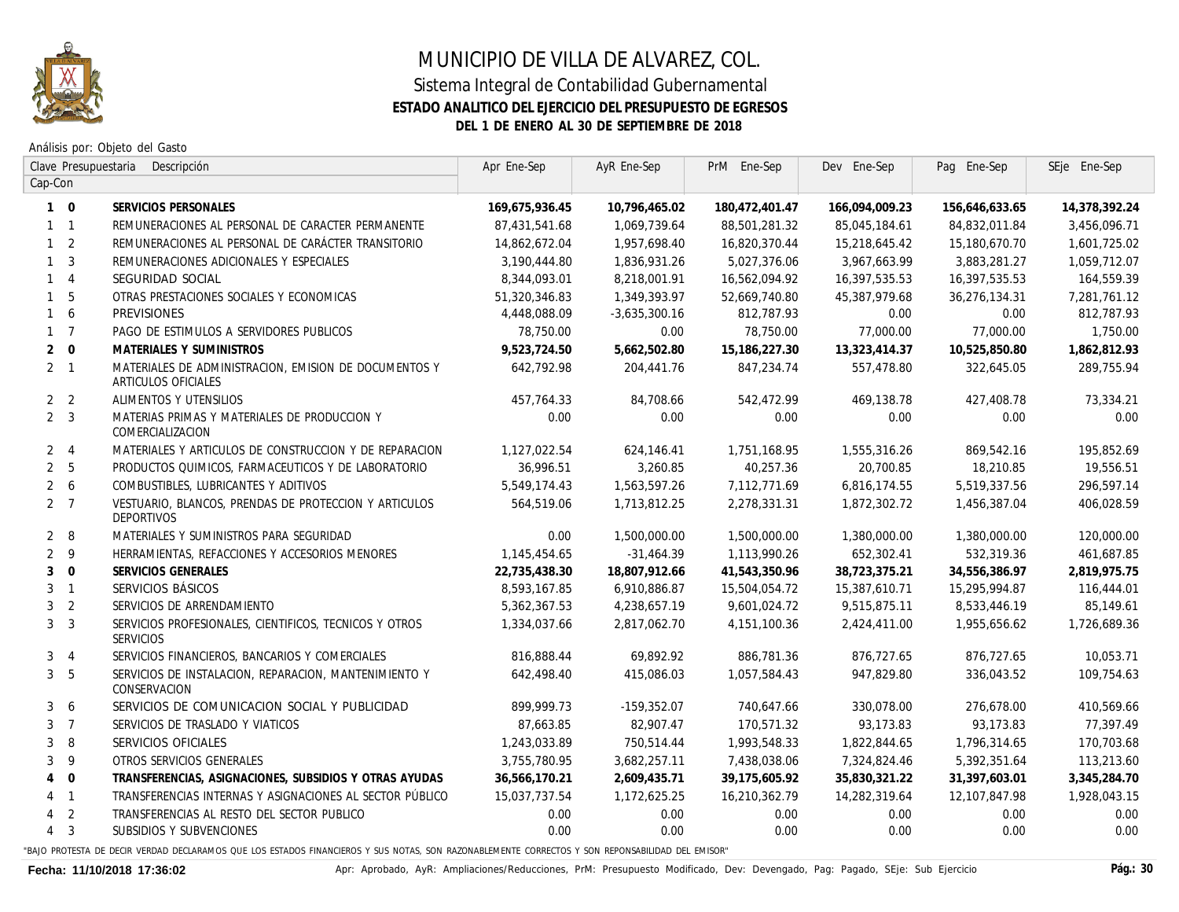# MUNICIPIO DE VILLA DE ALVAREZ, COL.

## Sistema Integral de Contabilidad Gubernamental

### ESTADO ANALITICO DEL EJERCICIO DEL PRESUPUESTO DE EGRESOS

### DEL 1 DE ENERO AL 30 DE SEPTIEMBRE DE 2018

Análisis por: Objeto del Gasto

| Clave Presupuestaria Cap-Con | Descripción | Apr Ene-Sep | AyR Ene-Sep | PrM Ene-Sep | Dev Ene-Sep | Pag Ene-Sep | SEje Ene-Sep |
|---|---|---|---|---|---|---|---|
| **1 0** | **SERVICIOS PERSONALES** | **169,675,936.45** | **10,796,465.02** | **180,472,401.47** | **166,094,009.23** | **156,646,633.65** | **14,378,392.24** |
| 1 1 | REMUNERACIONES AL PERSONAL DE CARACTER PERMANENTE | 87,431,541.68 | 1,069,739.64 | 88,501,281.32 | 85,045,184.61 | 84,832,011.84 | 3,456,096.71 |
| 1 2 | REMUNERACIONES AL PERSONAL DE CARÁCTER TRANSITORIO | 14,862,672.04 | 1,957,698.40 | 16,820,370.44 | 15,218,645.42 | 15,180,670.70 | 1,601,725.02 |
| 1 3 | REMUNERACIONES ADICIONALES Y ESPECIALES | 3,190,444.80 | 1,836,931.26 | 5,027,376.06 | 3,967,663.99 | 3,883,281.27 | 1,059,712.07 |
| 1 4 | SEGURIDAD SOCIAL | 8,344,093.01 | 8,218,001.91 | 16,562,094.92 | 16,397,535.53 | 16,397,535.53 | 164,559.39 |
| 1 5 | OTRAS PRESTACIONES SOCIALES Y ECONOMICAS | 51,320,346.83 | 1,349,393.97 | 52,669,740.80 | 45,387,979.68 | 36,276,134.31 | 7,281,761.12 |
| 1 6 | PREVISIONES | 4,448,088.09 | -3,635,300.16 | 812,787.93 | 0.00 | 0.00 | 812,787.93 |
| 1 7 | PAGO DE ESTIMULOS A SERVIDORES PUBLICOS | 78,750.00 | 0.00 | 78,750.00 | 77,000.00 | 77,000.00 | 1,750.00 |
| **2 0** | **MATERIALES Y SUMINISTROS** | **9,523,724.50** | **5,662,502.80** | **15,186,227.30** | **13,323,414.37** | **10,525,850.80** | **1,862,812.93** |
| 2 1 | MATERIALES DE ADMINISTRACION, EMISION DE DOCUMENTOS Y ARTICULOS OFICIALES | 642,792.98 | 204,441.76 | 847,234.74 | 557,478.80 | 322,645.05 | 289,755.94 |
| 2 2 | ALIMENTOS Y UTENSILIOS | 457,764.33 | 84,708.66 | 542,472.99 | 469,138.78 | 427,408.78 | 73,334.21 |
| 2 3 | MATERIAS PRIMAS Y MATERIALES DE PRODUCCION Y COMERCIALIZACION | 0.00 | 0.00 | 0.00 | 0.00 | 0.00 | 0.00 |
| 2 4 | MATERIALES Y ARTICULOS DE CONSTRUCCION Y DE REPARACION | 1,127,022.54 | 624,146.41 | 1,751,168.95 | 1,555,316.26 | 869,542.16 | 195,852.69 |
| 2 5 | PRODUCTOS QUIMICOS, FARMACEUTICOS Y DE LABORATORIO | 36,996.51 | 3,260.85 | 40,257.36 | 20,700.85 | 18,210.85 | 19,556.51 |
| 2 6 | COMBUSTIBLES, LUBRICANTES Y ADITIVOS | 5,549,174.43 | 1,563,597.26 | 7,112,771.69 | 6,816,174.55 | 5,519,337.56 | 296,597.14 |
| 2 7 | VESTUARIO, BLANCOS, PRENDAS DE PROTECCION Y ARTICULOS DEPORTIVOS | 564,519.06 | 1,713,812.25 | 2,278,331.31 | 1,872,302.72 | 1,456,387.04 | 406,028.59 |
| 2 8 | MATERIALES Y SUMINISTROS PARA SEGURIDAD | 0.00 | 1,500,000.00 | 1,500,000.00 | 1,380,000.00 | 1,380,000.00 | 120,000.00 |
| 2 9 | HERRAMIENTAS, REFACCIONES Y ACCESORIOS MENORES | 1,145,454.65 | -31,464.39 | 1,113,990.26 | 652,302.41 | 532,319.36 | 461,687.85 |
| **3 0** | **SERVICIOS GENERALES** | **22,735,438.30** | **18,807,912.66** | **41,543,350.96** | **38,723,375.21** | **34,556,386.97** | **2,819,975.75** |
| 3 1 | SERVICIOS BÁSICOS | 8,593,167.85 | 6,910,886.87 | 15,504,054.72 | 15,387,610.71 | 15,295,994.87 | 116,444.01 |
| 3 2 | SERVICIOS DE ARRENDAMIENTO | 5,362,367.53 | 4,238,657.19 | 9,601,024.72 | 9,515,875.11 | 8,533,446.19 | 85,149.61 |
| 3 3 | SERVICIOS PROFESIONALES, CIENTIFICOS, TECNICOS Y OTROS SERVICIOS | 1,334,037.66 | 2,817,062.70 | 4,151,100.36 | 2,424,411.00 | 1,955,656.62 | 1,726,689.36 |
| 3 4 | SERVICIOS FINANCIEROS, BANCARIOS Y COMERCIALES | 816,888.44 | 69,892.92 | 886,781.36 | 876,727.65 | 876,727.65 | 10,053.71 |
| 3 5 | SERVICIOS DE INSTALACION, REPARACION, MANTENIMIENTO Y CONSERVACION | 642,498.40 | 415,086.03 | 1,057,584.43 | 947,829.80 | 336,043.52 | 109,754.63 |
| 3 6 | SERVICIOS DE COMUNICACION SOCIAL Y PUBLICIDAD | 899,999.73 | -159,352.07 | 740,647.66 | 330,078.00 | 276,678.00 | 410,569.66 |
| 3 7 | SERVICIOS DE TRASLADO Y VIATICOS | 87,663.85 | 82,907.47 | 170,571.32 | 93,173.83 | 93,173.83 | 77,397.49 |
| 3 8 | SERVICIOS OFICIALES | 1,243,033.89 | 750,514.44 | 1,993,548.33 | 1,822,844.65 | 1,796,314.65 | 170,703.68 |
| 3 9 | OTROS SERVICIOS GENERALES | 3,755,780.95 | 3,682,257.11 | 7,438,038.06 | 7,324,824.46 | 5,392,351.64 | 113,213.60 |
| **4 0** | **TRANSFERENCIAS, ASIGNACIONES, SUBSIDIOS Y OTRAS AYUDAS** | **36,566,170.21** | **2,609,435.71** | **39,175,605.92** | **35,830,321.22** | **31,397,603.01** | **3,345,284.70** |
| 4 1 | TRANSFERENCIAS INTERNAS Y ASIGNACIONES AL SECTOR PÚBLICO | 15,037,737.54 | 1,172,625.25 | 16,210,362.79 | 14,282,319.64 | 12,107,847.98 | 1,928,043.15 |
| 4 2 | TRANSFERENCIAS AL RESTO DEL SECTOR PUBLICO | 0.00 | 0.00 | 0.00 | 0.00 | 0.00 | 0.00 |
| 4 3 | SUBSIDIOS Y SUBVENCIONES | 0.00 | 0.00 | 0.00 | 0.00 | 0.00 | 0.00 |

"BAJO PROTESTA DE DECIR VERDAD DECLARAMOS QUE LOS ESTADOS FINANCIEROS Y SUS NOTAS, SON RAZONABLEMENTE CORRECTOS Y SON REPONSABILIDAD DEL EMISOR"

**Fecha: 11/10/2018 17:36:02**

Apr: Aprobado, AyR: Ampliaciones/Reducciones, PrM: Presupuesto Modificado, Dev: Devengado, Pag: Pagado, SEje: Sub Ejercicio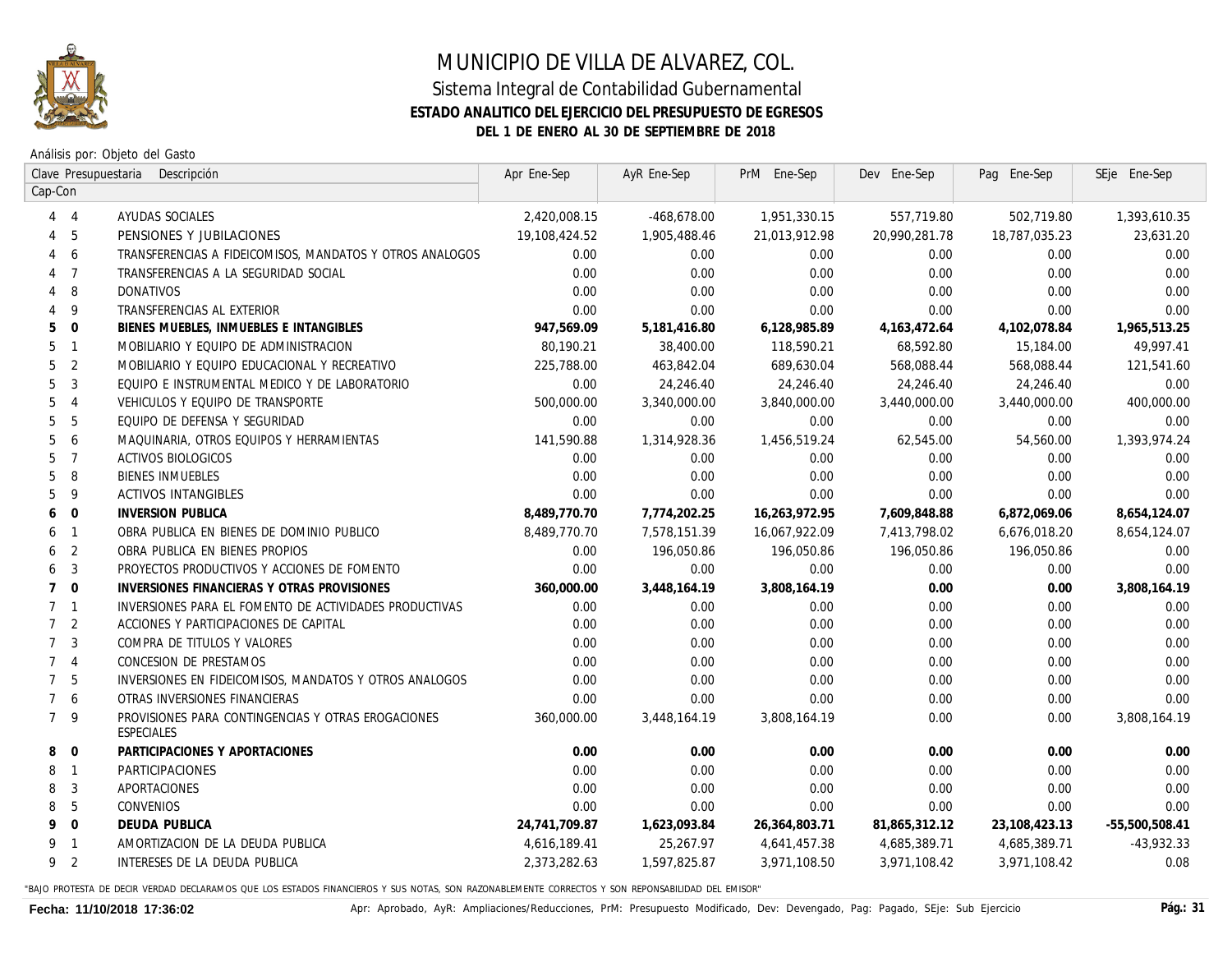# MUNICIPIO DE VILLA DE ALVAREZ, COL.

## Sistema Integral de Contabilidad Gubernamental

### ESTADO ANALITICO DEL EJERCICIO DEL PRESUPUESTO DE EGRESOS

### DEL 1 DE ENERO AL 30 DE SEPTIEMBRE DE 2018

Análisis por: Objeto del Gasto

| Clave Presupuestaria Cap-Con | | Descripción | Apr Ene-Sep | AyR Ene-Sep | PrM Ene-Sep | Dev Ene-Sep | Pag Ene-Sep | SEje Ene-Sep |
|---|---|---|---|---|---|---|---|---|
| 4 | 4 | AYUDAS SOCIALES | 2,420,008.15 | -468,678.00 | 1,951,330.15 | 557,719.80 | 502,719.80 | 1,393,610.35 |
| 4 | 5 | PENSIONES Y JUBILACIONES | 19,108,424.52 | 1,905,488.46 | 21,013,912.98 | 20,990,281.78 | 18,787,035.23 | 23,631.20 |
| 4 | 6 | TRANSFERENCIAS A FIDEICOMISOS, MANDATOS Y OTROS ANALOGOS | 0.00 | 0.00 | 0.00 | 0.00 | 0.00 | 0.00 |
| 4 | 7 | TRANSFERENCIAS A LA SEGURIDAD SOCIAL | 0.00 | 0.00 | 0.00 | 0.00 | 0.00 | 0.00 |
| 4 | 8 | DONATIVOS | 0.00 | 0.00 | 0.00 | 0.00 | 0.00 | 0.00 |
| 4 | 9 | TRANSFERENCIAS AL EXTERIOR | 0.00 | 0.00 | 0.00 | 0.00 | 0.00 | 0.00 |
| **5** | **0** | **BIENES MUEBLES, INMUEBLES E INTANGIBLES** | **947,569.09** | **5,181,416.80** | **6,128,985.89** | **4,163,472.64** | **4,102,078.84** | **1,965,513.25** |
| 5 | 1 | MOBILIARIO Y EQUIPO DE ADMINISTRACION | 80,190.21 | 38,400.00 | 118,590.21 | 68,592.80 | 15,184.00 | 49,997.41 |
| 5 | 2 | MOBILIARIO Y EQUIPO EDUCACIONAL Y RECREATIVO | 225,788.00 | 463,842.04 | 689,630.04 | 568,088.44 | 568,088.44 | 121,541.60 |
| 5 | 3 | EQUIPO E INSTRUMENTAL MEDICO Y DE LABORATORIO | 0.00 | 24,246.40 | 24,246.40 | 24,246.40 | 24,246.40 | 0.00 |
| 5 | 4 | VEHICULOS Y EQUIPO DE TRANSPORTE | 500,000.00 | 3,340,000.00 | 3,840,000.00 | 3,440,000.00 | 3,440,000.00 | 400,000.00 |
| 5 | 5 | EQUIPO DE DEFENSA Y SEGURIDAD | 0.00 | 0.00 | 0.00 | 0.00 | 0.00 | 0.00 |
| 5 | 6 | MAQUINARIA, OTROS EQUIPOS Y HERRAMIENTAS | 141,590.88 | 1,314,928.36 | 1,456,519.24 | 62,545.00 | 54,560.00 | 1,393,974.24 |
| 5 | 7 | ACTIVOS BIOLOGICOS | 0.00 | 0.00 | 0.00 | 0.00 | 0.00 | 0.00 |
| 5 | 8 | BIENES INMUEBLES | 0.00 | 0.00 | 0.00 | 0.00 | 0.00 | 0.00 |
| 5 | 9 | ACTIVOS INTANGIBLES | 0.00 | 0.00 | 0.00 | 0.00 | 0.00 | 0.00 |
| **6** | **0** | **INVERSION PUBLICA** | **8,489,770.70** | **7,774,202.25** | **16,263,972.95** | **7,609,848.88** | **6,872,069.06** | **8,654,124.07** |
| 6 | 1 | OBRA PUBLICA EN BIENES DE DOMINIO PUBLICO | 8,489,770.70 | 7,578,151.39 | 16,067,922.09 | 7,413,798.02 | 6,676,018.20 | 8,654,124.07 |
| 6 | 2 | OBRA PUBLICA EN BIENES PROPIOS | 0.00 | 196,050.86 | 196,050.86 | 196,050.86 | 196,050.86 | 0.00 |
| 6 | 3 | PROYECTOS PRODUCTIVOS Y ACCIONES DE FOMENTO | 0.00 | 0.00 | 0.00 | 0.00 | 0.00 | 0.00 |
| **7** | **0** | **INVERSIONES FINANCIERAS Y OTRAS PROVISIONES** | **360,000.00** | **3,448,164.19** | **3,808,164.19** | **0.00** | **0.00** | **3,808,164.19** |
| 7 | 1 | INVERSIONES PARA EL FOMENTO DE ACTIVIDADES PRODUCTIVAS | 0.00 | 0.00 | 0.00 | 0.00 | 0.00 | 0.00 |
| 7 | 2 | ACCIONES Y PARTICIPACIONES DE CAPITAL | 0.00 | 0.00 | 0.00 | 0.00 | 0.00 | 0.00 |
| 7 | 3 | COMPRA DE TITULOS Y VALORES | 0.00 | 0.00 | 0.00 | 0.00 | 0.00 | 0.00 |
| 7 | 4 | CONCESION DE PRESTAMOS | 0.00 | 0.00 | 0.00 | 0.00 | 0.00 | 0.00 |
| 7 | 5 | INVERSIONES EN FIDEICOMISOS, MANDATOS Y OTROS ANALOGOS | 0.00 | 0.00 | 0.00 | 0.00 | 0.00 | 0.00 |
| 7 | 6 | OTRAS INVERSIONES FINANCIERAS | 0.00 | 0.00 | 0.00 | 0.00 | 0.00 | 0.00 |
| 7 | 9 | PROVISIONES PARA CONTINGENCIAS Y OTRAS EROGACIONES ESPECIALES | 360,000.00 | 3,448,164.19 | 3,808,164.19 | 0.00 | 0.00 | 3,808,164.19 |
| **8** | **0** | **PARTICIPACIONES Y APORTACIONES** | **0.00** | **0.00** | **0.00** | **0.00** | **0.00** | **0.00** |
| 8 | 1 | PARTICIPACIONES | 0.00 | 0.00 | 0.00 | 0.00 | 0.00 | 0.00 |
| 8 | 3 | APORTACIONES | 0.00 | 0.00 | 0.00 | 0.00 | 0.00 | 0.00 |
| 8 | 5 | CONVENIOS | 0.00 | 0.00 | 0.00 | 0.00 | 0.00 | 0.00 |
| **9** | **0** | **DEUDA PUBLICA** | **24,741,709.87** | **1,623,093.84** | **26,364,803.71** | **81,865,312.12** | **23,108,423.13** | **-55,500,508.41** |
| 9 | 1 | AMORTIZACION DE LA DEUDA PUBLICA | 4,616,189.41 | 25,267.97 | 4,641,457.38 | 4,685,389.71 | 4,685,389.71 | -43,932.33 |
| 9 | 2 | INTERESES DE LA DEUDA PUBLICA | 2,373,282.63 | 1,597,825.87 | 3,971,108.50 | 3,971,108.42 | 3,971,108.42 | 0.08 |

"BAJO PROTESTA DE DECIR VERDAD DECLARAMOS QUE LOS ESTADOS FINANCIEROS Y SUS NOTAS, SON RAZONABLEMENTE CORRECTOS Y SON REPONSABILIDAD DEL EMISOR"

**Fecha: 11/10/2018 17:36:02** Apr: Aprobado, AyR: Ampliaciones/Reducciones, PrM: Presupuesto Modificado, Dev: Devengado, Pag: Pagado, SEje: Sub Ejercicio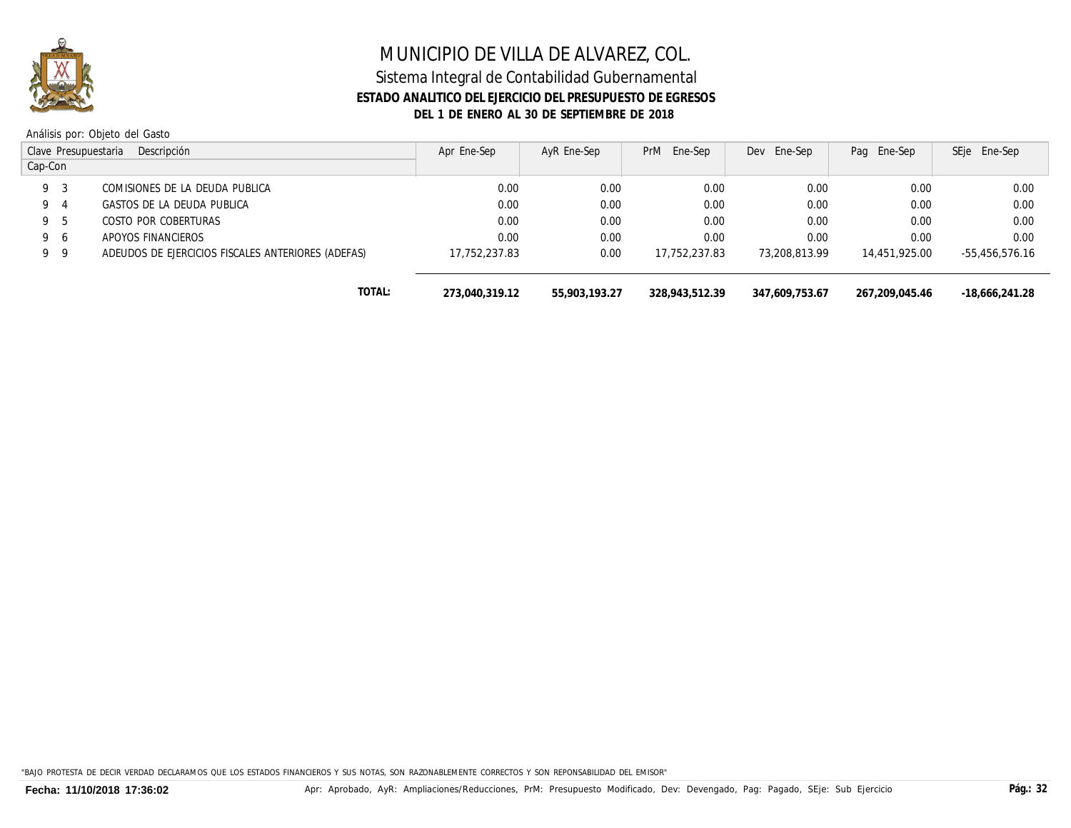# MUNICIPIO DE VILLA DE ALVAREZ, COL.

## Sistema Integral de Contabilidad Gubernamental

### ESTADO ANALITICO DEL EJERCICIO DEL PRESUPUESTO DE EGRESOS

### DEL 1 DE ENERO AL 30 DE SEPTIEMBRE DE 2018

Análisis por: Objeto del Gasto

| Clave Presupuestaria Cap-Con | Descripción | Apr Ene-Sep | AyR Ene-Sep | PrM Ene-Sep | Dev Ene-Sep | Pag Ene-Sep | SEje Ene-Sep |
|---|---|---|---|---|---|---|---|
| 9 3 | COMISIONES DE LA DEUDA PUBLICA | 0.00 | 0.00 | 0.00 | 0.00 | 0.00 | 0.00 |
| 9 4 | GASTOS DE LA DEUDA PUBLICA | 0.00 | 0.00 | 0.00 | 0.00 | 0.00 | 0.00 |
| 9 5 | COSTO POR COBERTURAS | 0.00 | 0.00 | 0.00 | 0.00 | 0.00 | 0.00 |
| 9 6 | APOYOS FINANCIEROS | 0.00 | 0.00 | 0.00 | 0.00 | 0.00 | 0.00 |
| 9 9 | ADEUDOS DE EJERCICIOS FISCALES ANTERIORES (ADEFAS) | 17,752,237.83 | 0.00 | 17,752,237.83 | 73,208,813.99 | 14,451,925.00 | -55,456,576.16 |
| | **TOTAL:** | **273,040,319.12** | **55,903,193.27** | **328,943,512.39** | **347,609,753.67** | **267,209,045.46** | **-18,666,241.28** |

"BAJO PROTESTA DE DECIR VERDAD DECLARAMOS QUE LOS ESTADOS FINANCIEROS Y SUS NOTAS, SON RAZONABLEMENTE CORRECTOS Y SON REPONSABILIDAD DEL EMISOR"

**Fecha: 11/10/2018 17:36:02**

Apr: Aprobado, AyR: Ampliaciones/Reducciones, PrM: Presupuesto Modificado, Dev: Devengado, Pag: Pagado, SEje: Sub Ejercicio